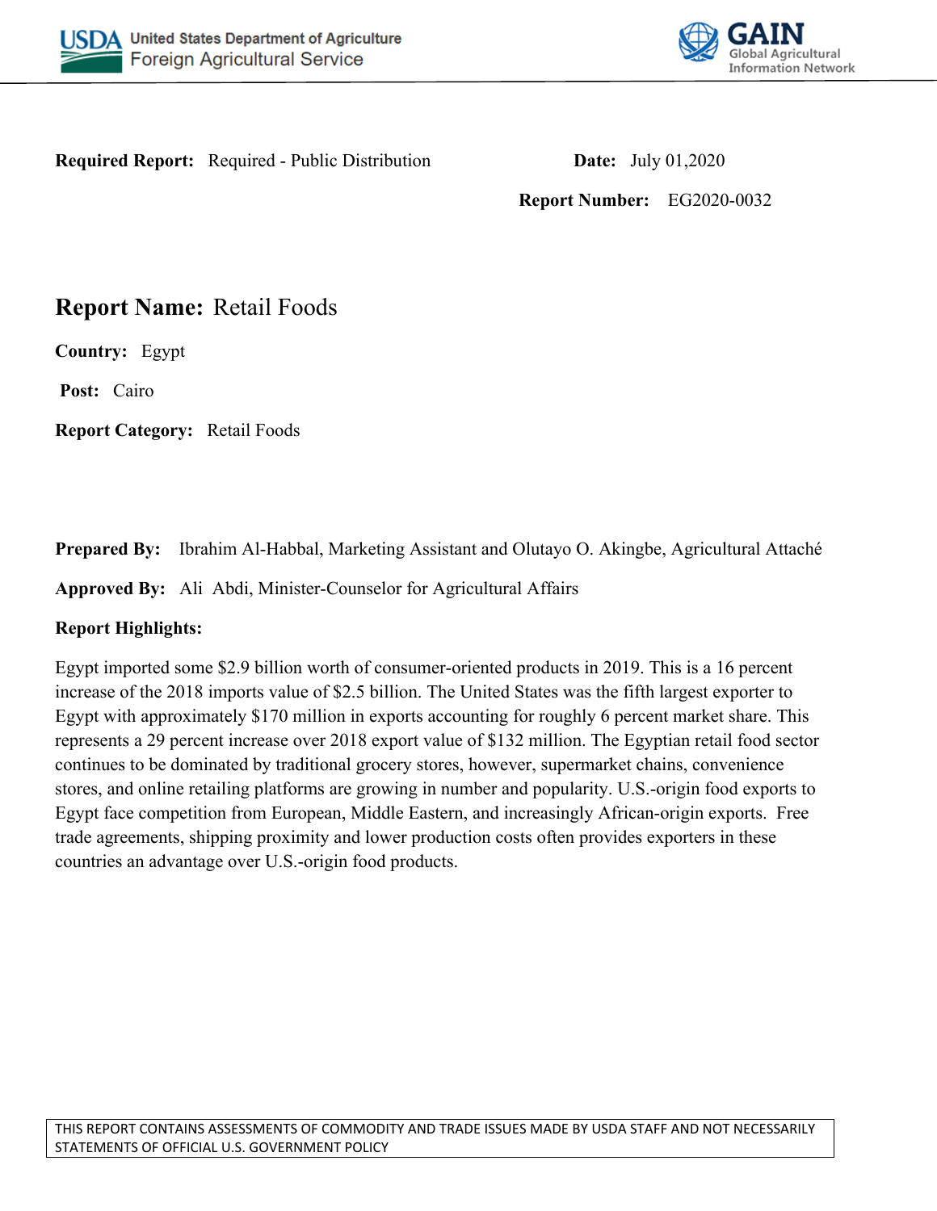**Required Report:** Required - Public Distribution

**Date:** July 01,2020

**Report Number:** EG2020-0032

# Report Name: Retail Foods

**Country:** Egypt

**Post:** Cairo

**Report Category:** Retail Foods

**Prepared By:** Ibrahim Al-Habbal, Marketing Assistant and Olutayo O. Akingbe, Agricultural Attaché

**Approved By:** Ali Abdi, Minister-Counselor for Agricultural Affairs

**Report Highlights:**

Egypt imported some $2.9 billion worth of consumer-oriented products in 2019. This is a 16 percent increase of the 2018 imports value of $2.5 billion. The United States was the fifth largest exporter to Egypt with approximately $170 million in exports accounting for roughly 6 percent market share. This represents a 29 percent increase over 2018 export value of $132 million. The Egyptian retail food sector continues to be dominated by traditional grocery stores, however, supermarket chains, convenience stores, and online retailing platforms are growing in number and popularity. U.S.-origin food exports to Egypt face competition from European, Middle Eastern, and increasingly African-origin exports. Free trade agreements, shipping proximity and lower production costs often provides exporters in these countries an advantage over U.S.-origin food products.

THIS REPORT CONTAINS ASSESSMENTS OF COMMODITY AND TRADE ISSUES MADE BY USDA STAFF AND NOT NECESSARILY STATEMENTS OF OFFICIAL U.S. GOVERNMENT POLICY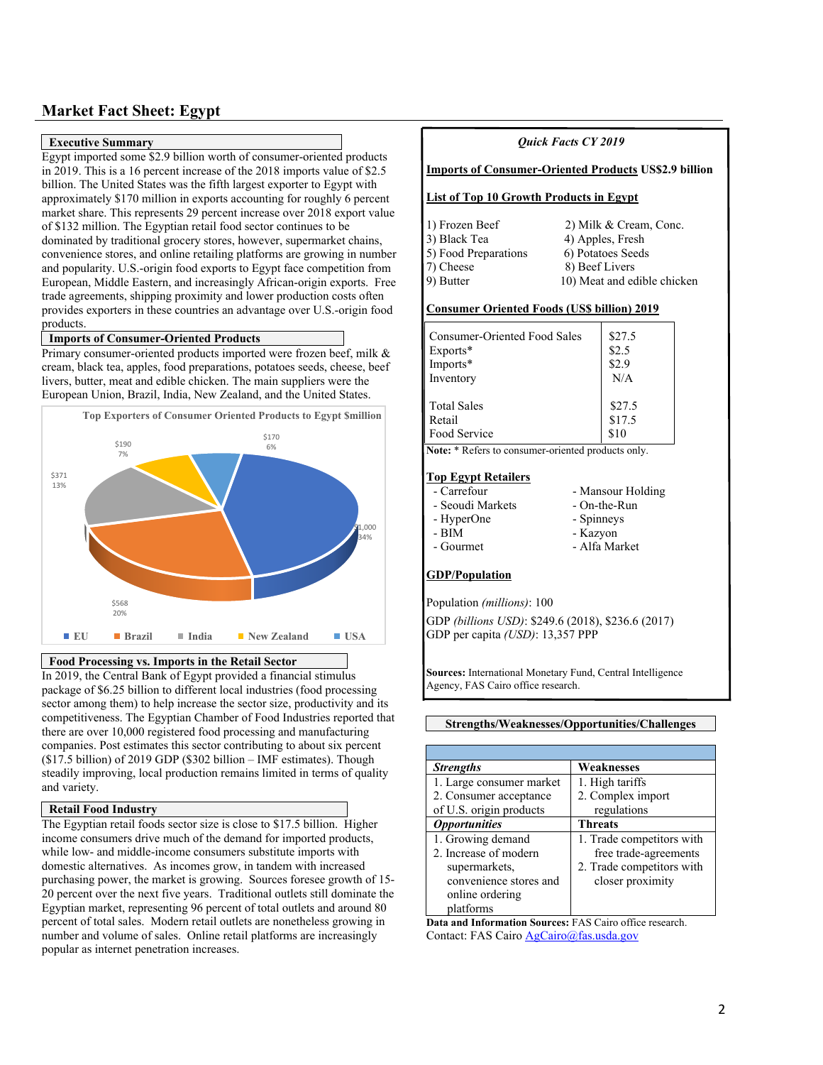## Market Fact Sheet: Egypt

### Executive Summary

Egypt imported some $2.9 billion worth of consumer-oriented products in 2019. This is a 16 percent increase of the 2018 imports value of $2.5 billion. The United States was the fifth largest exporter to Egypt with approximately $170 million in exports accounting for roughly 6 percent market share. This represents 29 percent increase over 2018 export value of $132 million. The Egyptian retail food sector continues to be dominated by traditional grocery stores, however, supermarket chains, convenience stores, and online retailing platforms are growing in number and popularity. U.S.-origin food exports to Egypt face competition from European, Middle Eastern, and increasingly African-origin exports. Free trade agreements, shipping proximity and lower production costs often provides exporters in these countries an advantage over U.S.-origin food products.

### Imports of Consumer-Oriented Products

Primary consumer-oriented products imported were frozen beef, milk & cream, black tea, apples, food preparations, potatoes seeds, cheese, beef livers, butter, meat and edible chicken. The main suppliers were the European Union, Brazil, India, New Zealand, and the United States.

**Top Exporters of Consumer Oriented Products to Egypt $million**

| Exporter | Value ($million) | Share |
|---|---|---|
| EU | $1,000 | 34% |
| Brazil | $568 | 20% |
| India | $371 | 13% |
| New Zealand | $190 | 7% |
| USA | $170 | 6% |

### Food Processing vs. Imports in the Retail Sector

In 2019, the Central Bank of Egypt provided a financial stimulus package of $6.25 billion to different local industries (food processing sector among them) to help increase the sector size, productivity and its competitiveness. The Egyptian Chamber of Food Industries reported that there are over 10,000 registered food processing and manufacturing companies. Post estimates this sector contributing to about six percent ($17.5 billion) of 2019 GDP ($302 billion – IMF estimates). Though steadily improving, local production remains limited in terms of quality and variety.

### Retail Food Industry

The Egyptian retail foods sector size is close to $17.5 billion. Higher income consumers drive much of the demand for imported products, while low- and middle-income consumers substitute imports with domestic alternatives. As incomes grow, in tandem with increased purchasing power, the market is growing. Sources foresee growth of 15-20 percent over the next five years. Traditional outlets still dominate the Egyptian market, representing 96 percent of total outlets and around 80 percent of total sales. Modern retail outlets are nonetheless growing in number and volume of sales. Online retail platforms are increasingly popular as internet penetration increases.

### *Quick Facts CY 2019*

**Imports of Consumer-Oriented Products** US$2.9 billion

**List of Top 10 Growth Products in Egypt**

| | |
|---|---|
| 1) Frozen Beef | 2) Milk & Cream, Conc. |
| 3) Black Tea | 4) Apples, Fresh |
| 5) Food Preparations | 6) Potatoes Seeds |
| 7) Cheese | 8) Beef Livers |
| 9) Butter | 10) Meat and edible chicken |

**Consumer Oriented Foods (US$ billion) 2019**

| | |
|---|---|
| Consumer-Oriented Food Sales | $27.5 |
| Exports* | $2.5 |
| Imports* | $2.9 |
| Inventory | N/A |
| Total Sales | $27.5 |
| Retail | $17.5 |
| Food Service | $10 |

**Note:** * Refers to consumer-oriented products only.

**Topp Egypt Retailers**

| | |
|---|---|
| - Carrefour | - Mansour Holding |
| - Seoudi Markets | - On-the-Run |
| - HyperOne | - Spinneys |
| - BIM | - Kazyon |
| - Gourmet | - Alfa Market |

**GDP/Population**

Population *(millions)*: 100

GDP *(billions USD)*: $249.6 (2018), $236.6 (2017)

GDP per capita *(USD)*: 13,357 PPP

**Sources:** International Monetary Fund, Central Intelligence Agency, FAS Cairo office research.

### Strengths/Weaknesses/Opportunities/Challenges

| ***Strengths*** | **Weaknesses** |
|---|---|
| 1. Large consumer market<br>2. Consumer acceptance of U.S. origin products | 1. High tariffs<br>2. Complex import regulations |
| ***Opportunities*** | **Threats** |
| 1. Growing demand<br>2. Increase of modern supermarkets, convenience stores and online ordering platforms | 1. Trade competitors with free trade-agreements<br>2. Trade competitors with closer proximity |

**Data and Information Sources:** FAS Cairo office research.

Contact: FAS Cairo AgCairo@fas.usda.gov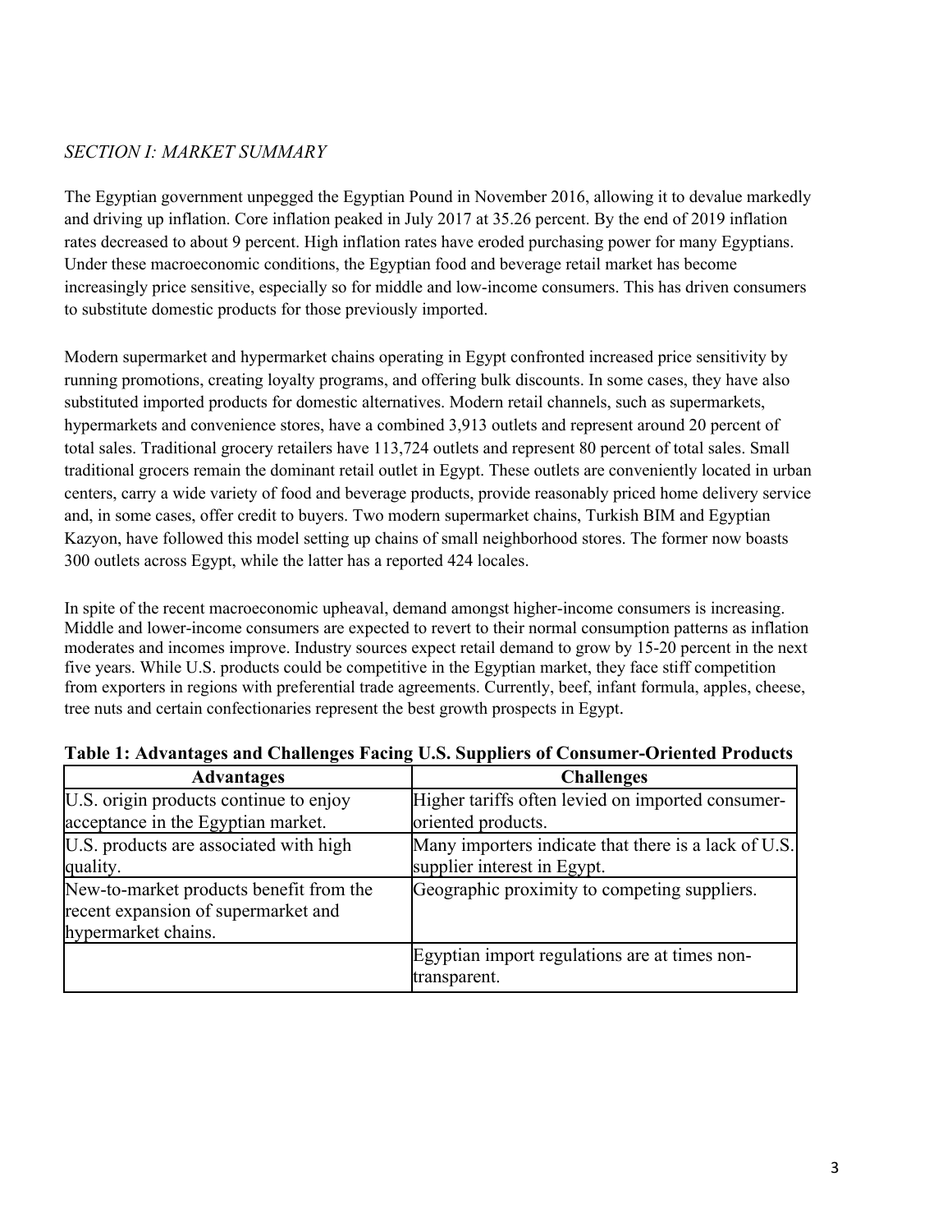## *SECTION I: MARKET SUMMARY*

The Egyptian government unpegged the Egyptian Pound in November 2016, allowing it to devalue markedly and driving up inflation. Core inflation peaked in July 2017 at 35.26 percent. By the end of 2019 inflation rates decreased to about 9 percent. High inflation rates have eroded purchasing power for many Egyptians. Under these macroeconomic conditions, the Egyptian food and beverage retail market has become increasingly price sensitive, especially so for middle and low-income consumers. This has driven consumers to substitute domestic products for those previously imported.

Modern supermarket and hypermarket chains operating in Egypt confronted increased price sensitivity by running promotions, creating loyalty programs, and offering bulk discounts. In some cases, they have also substituted imported products for domestic alternatives. Modern retail channels, such as supermarkets, hypermarkets and convenience stores, have a combined 3,913 outlets and represent around 20 percent of total sales. Traditional grocery retailers have 113,724 outlets and represent 80 percent of total sales. Small traditional grocers remain the dominant retail outlet in Egypt. These outlets are conveniently located in urban centers, carry a wide variety of food and beverage products, provide reasonably priced home delivery service and, in some cases, offer credit to buyers. Two modern supermarket chains, Turkish BIM and Egyptian Kazyon, have followed this model setting up chains of small neighborhood stores. The former now boasts 300 outlets across Egypt, while the latter has a reported 424 locales.

In spite of the recent macroeconomic upheaval, demand amongst higher-income consumers is increasing. Middle and lower-income consumers are expected to revert to their normal consumption patterns as inflation moderates and incomes improve. Industry sources expect retail demand to grow by 15-20 percent in the next five years. While U.S. products could be competitive in the Egyptian market, they face stiff competition from exporters in regions with preferential trade agreements. Currently, beef, infant formula, apples, cheese, tree nuts and certain confectionaries represent the best growth prospects in Egypt.

**Table 1: Advantages and Challenges Facing U.S. Suppliers of Consumer-Oriented Products**

| Advantages | Challenges |
|---|---|
| U.S. origin products continue to enjoy acceptance in the Egyptian market. | Higher tariffs often levied on imported consumer-oriented products. |
| U.S. products are associated with high quality. | Many importers indicate that there is a lack of U.S. supplier interest in Egypt. |
| New-to-market products benefit from the recent expansion of supermarket and hypermarket chains. | Geographic proximity to competing suppliers. |
| | Egyptian import regulations are at times non-transparent. |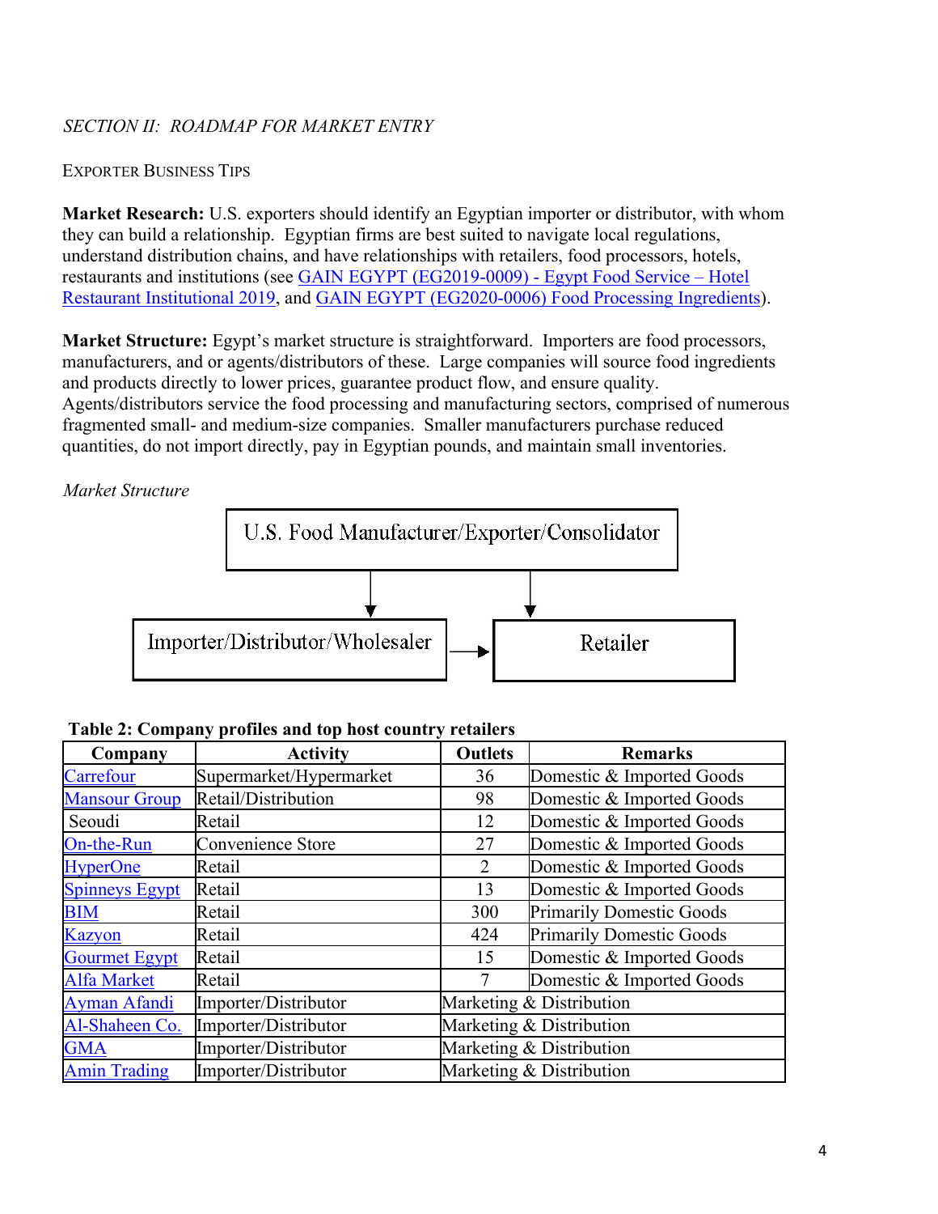*SECTION II: ROADMAP FOR MARKET ENTRY*

EXPORTER BUSINESS TIPS

**Market Research:** U.S. exporters should identify an Egyptian importer or distributor, with whom they can build a relationship. Egyptian firms are best suited to navigate local regulations, understand distribution chains, and have relationships with retailers, food processors, hotels, restaurants and institutions (see GAIN EGYPT (EG2019-0009) - Egypt Food Service – Hotel Restaurant Institutional 2019, and GAIN EGYPT (EG2020-0006) Food Processing Ingredients).

**Market Structure:** Egypt's market structure is straightforward. Importers are food processors, manufacturers, and or agents/distributors of these. Large companies will source food ingredients and products directly to lower prices, guarantee product flow, and ensure quality. Agents/distributors service the food processing and manufacturing sectors, comprised of numerous fragmented small- and medium-size companies. Smaller manufacturers purchase reduced quantities, do not import directly, pay in Egyptian pounds, and maintain small inventories.

*Market Structure*

U.S. Food Manufacturer/Exporter/Consolidator → Importer/Distributor/Wholesaler → Retailer

U.S. Food Manufacturer/Exporter/Consolidator → Retailer

**Table 2: Company profiles and top host country retailers**

| Company | Activity | Outlets | Remarks |
|---|---|---|---|
| Carrefour | Supermarket/Hypermarket | 36 | Domestic & Imported Goods |
| Mansour Group | Retail/Distribution | 98 | Domestic & Imported Goods |
| Seoudi | Retail | 12 | Domestic & Imported Goods |
| On-the-Run | Convenience Store | 27 | Domestic & Imported Goods |
| HyperOne | Retail | 2 | Domestic & Imported Goods |
| Spinneys Egypt | Retail | 13 | Domestic & Imported Goods |
| BIM | Retail | 300 | Primarily Domestic Goods |
| Kazyon | Retail | 424 | Primarily Domestic Goods |
| Gourmet Egypt | Retail | 15 | Domestic & Imported Goods |
| Alfa Market | Retail | 7 | Domestic & Imported Goods |
| Ayman Afandi | Importer/Distributor | Marketing & Distribution | |
| Al-Shaheen Co. | Importer/Distributor | Marketing & Distribution | |
| GMA | Importer/Distributor | Marketing & Distribution | |
| Amin Trading | Importer/Distributor | Marketing & Distribution | |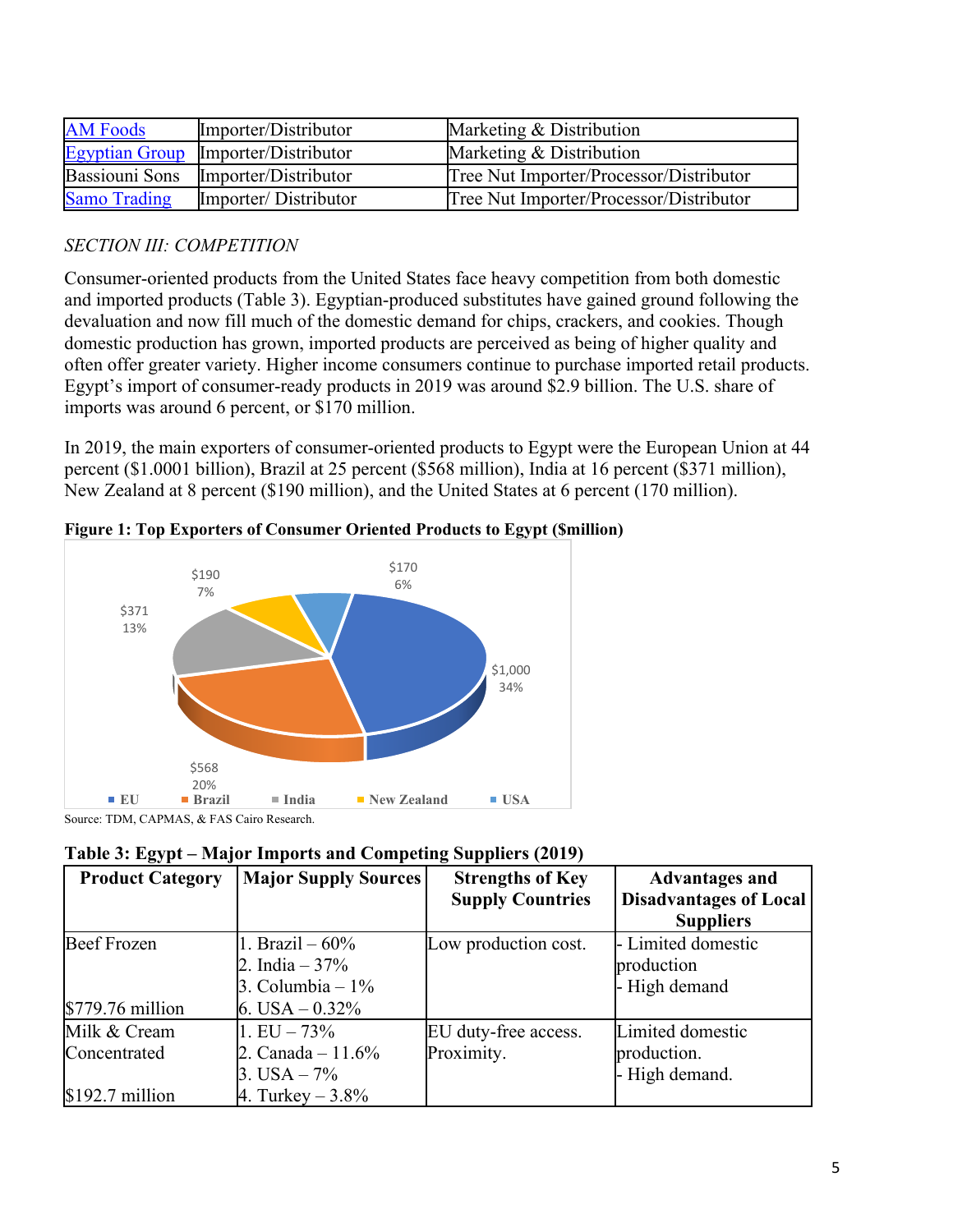| [AM Foods](#) | Importer/Distributor | Marketing & Distribution |
|---|---|---|
| [Egyptian Group](#) | Importer/Distributor | Marketing & Distribution |
| Bassiouni Sons | Importer/Distributor | Tree Nut Importer/Processor/Distributor |
| [Samo Trading](#) | Importer/ Distributor | Tree Nut Importer/Processor/Distributor |

*SECTION III: COMPETITION*

Consumer-oriented products from the United States face heavy competition from both domestic and imported products (Table 3). Egyptian-produced substitutes have gained ground following the devaluation and now fill much of the domestic demand for chips, crackers, and cookies. Though domestic production has grown, imported products are perceived as being of higher quality and often offer greater variety. Higher income consumers continue to purchase imported retail products. Egypt's import of consumer-ready products in 2019 was around $2.9 billion. The U.S. share of imports was around 6 percent, or $170 million.

In 2019, the main exporters of consumer-oriented products to Egypt were the European Union at 44 percent ($1.0001 billion), Brazil at 25 percent ($568 million), India at 16 percent ($371 million), New Zealand at 8 percent ($190 million), and the United States at 6 percent (170 million).

**Figure 1: Top Exporters of Consumer Oriented Products to Egypt ($million)**

| Exporter | Value ($million) | Share |
|---|---|---|
| EU | $1,000 | 34% |
| Brazil | $568 | 20% |
| India | $371 | 13% |
| New Zealand | $190 | 7% |
| USA | $170 | 6% |

Source: TDM, CAPMAS, & FAS Cairo Research.

**Table 3: Egypt – Major Imports and Competing Suppliers (2019)**

| Product Category | Major Supply Sources | Strengths of Key Supply Countries | Advantages and Disadvantages of Local Suppliers |
|---|---|---|---|
| Beef Frozen<br><br>$779.76 million | 1. Brazil – 60%<br>2. India – 37%<br>3. Columbia – 1%<br>6. USA – 0.32% | Low production cost. | - Limited domestic production<br>- High demand |
| Milk & Cream Concentrated<br><br>$192.7 million | 1. EU – 73%<br>2. Canada – 11.6%<br>3. USA – 7%<br>4. Turkey – 3.8% | EU duty-free access. Proximity. | Limited domestic production.<br>- High demand. |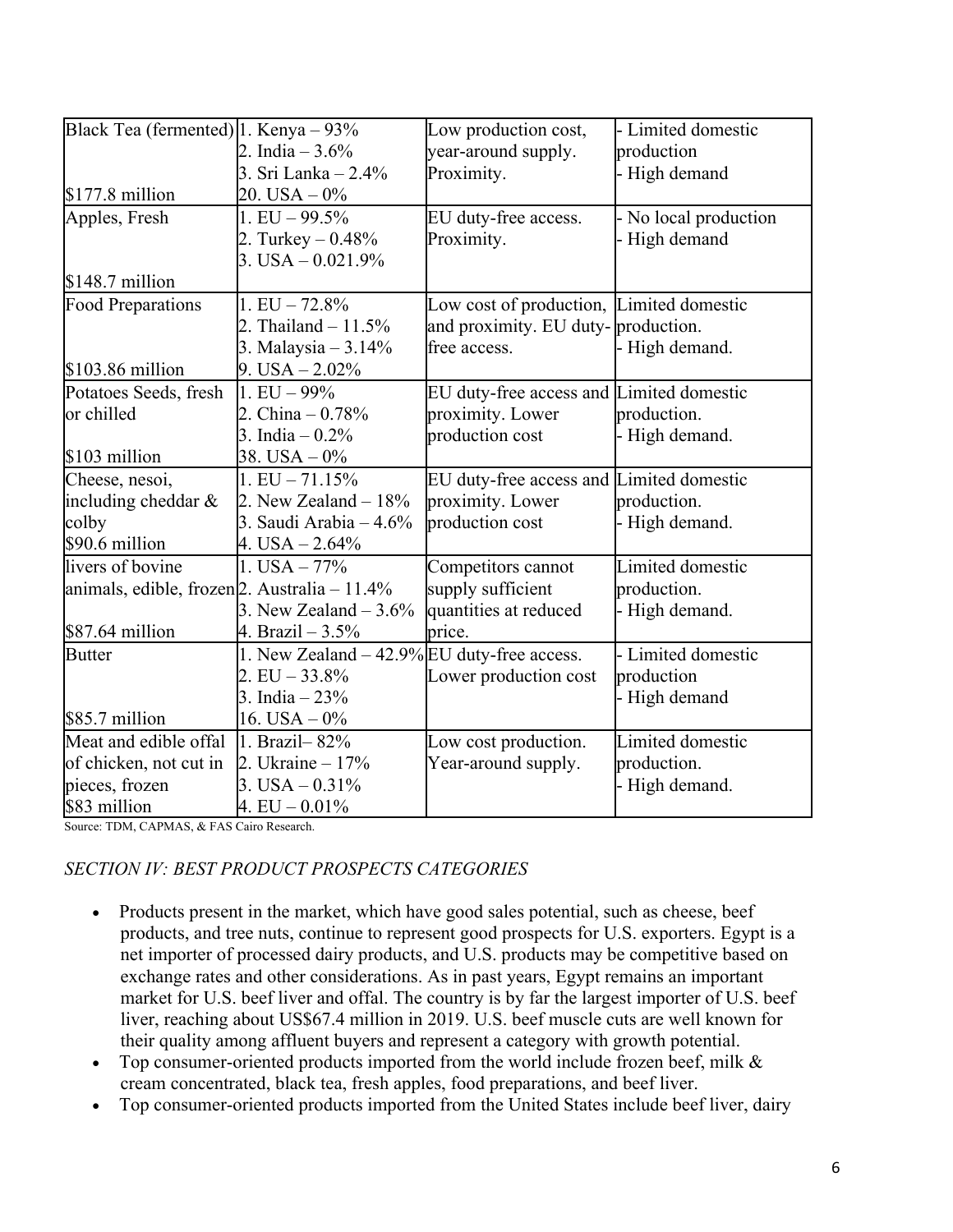| | | | |
|---|---|---|---|
| Black Tea (fermented)<br><br><br>$177.8 million | 1. Kenya – 93%<br>2. India – 3.6%<br>3. Sri Lanka – 2.4%<br>20. USA – 0% | Low production cost, year-around supply. Proximity. | - Limited domestic production<br>- High demand |
| Apples, Fresh<br><br><br>$148.7 million | 1. EU – 99.5%<br>2. Turkey – 0.48%<br>3. USA – 0.021.9% | EU duty-free access. Proximity. | - No local production<br>- High demand |
| Food Preparations<br><br><br>$103.86 million | 1. EU – 72.8%<br>2. Thailand – 11.5%<br>3. Malaysia – 3.14%<br>9. USA – 2.02% | Low cost of production, and proximity. EU duty-free access. | Limited domestic production.<br>- High demand. |
| Potatoes Seeds, fresh or chilled<br><br>$103 million | 1. EU – 99%<br>2. China – 0.78%<br>3. India – 0.2%<br>38. USA – 0% | EU duty-free access and proximity. Lower production cost | Limited domestic production.<br>- High demand. |
| Cheese, nesoi, including cheddar & colby<br>$90.6 million | 1. EU – 71.15%<br>2. New Zealand – 18%<br>3. Saudi Arabia – 4.6%<br>4. USA – 2.64% | EU duty-free access and proximity. Lower production cost | Limited domestic production.<br>- High demand. |
| livers of bovine animals, edible, frozen<br><br>$87.64 million | 1. USA – 77%<br>2. Australia – 11.4%<br>3. New Zealand – 3.6%<br>4. Brazil – 3.5% | Competitors cannot supply sufficient quantities at reduced price. | Limited domestic production.<br>- High demand. |
| Butter<br><br><br>$85.7 million | 1. New Zealand – 42.9%<br>2. EU – 33.8%<br>3. India – 23%<br>16. USA – 0% | EU duty-free access. Lower production cost | - Limited domestic production<br>- High demand |
| Meat and edible offal of chicken, not cut in pieces, frozen<br>$83 million | 1. Brazil– 82%<br>2. Ukraine – 17%<br>3. USA – 0.31%<br>4. EU – 0.01% | Low cost production. Year-around supply. | Limited domestic production.<br>- High demand. |

Source: TDM, CAPMAS, & FAS Cairo Research.

*SECTION IV: BEST PRODUCT PROSPECTS CATEGORIES*

- Products present in the market, which have good sales potential, such as cheese, beef products, and tree nuts, continue to represent good prospects for U.S. exporters. Egypt is a net importer of processed dairy products, and U.S. products may be competitive based on exchange rates and other considerations. As in past years, Egypt remains an important market for U.S. beef liver and offal. The country is by far the largest importer of U.S. beef liver, reaching about US$67.4 million in 2019. U.S. beef muscle cuts are well known for their quality among affluent buyers and represent a category with growth potential.
- Top consumer-oriented products imported from the world include frozen beef, milk & cream concentrated, black tea, fresh apples, food preparations, and beef liver.
- Top consumer-oriented products imported from the United States include beef liver, dairy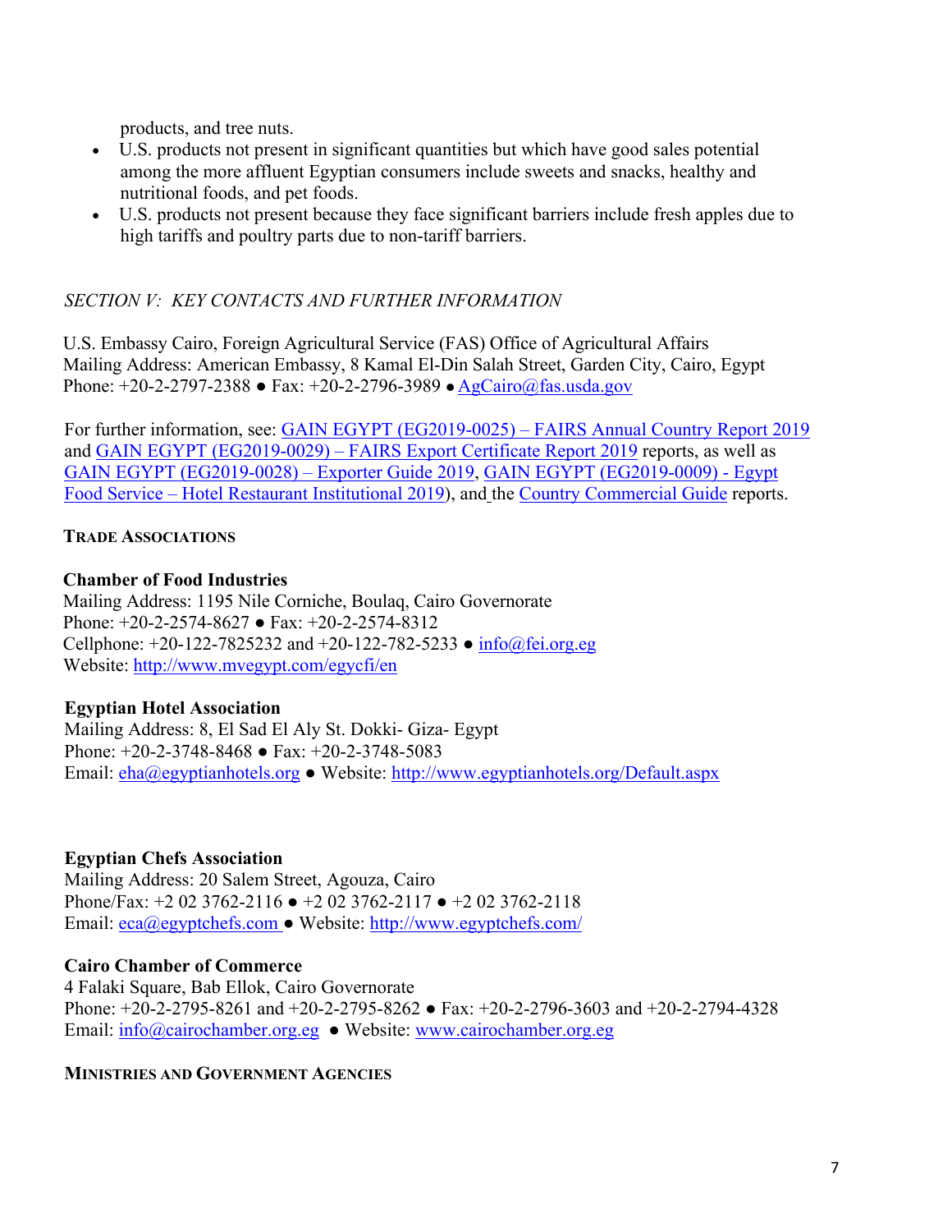products, and tree nuts.

- U.S. products not present in significant quantities but which have good sales potential among the more affluent Egyptian consumers include sweets and snacks, healthy and nutritional foods, and pet foods.
- U.S. products not present because they face significant barriers include fresh apples due to high tariffs and poultry parts due to non-tariff barriers.

## *SECTION V: KEY CONTACTS AND FURTHER INFORMATION*

U.S. Embassy Cairo, Foreign Agricultural Service (FAS) Office of Agricultural Affairs
Mailing Address: American Embassy, 8 Kamal El-Din Salah Street, Garden City, Cairo, Egypt
Phone: +20-2-2797-2388 ● Fax: +20-2-2796-3989 ● AgCairo@fas.usda.gov

For further information, see: GAIN EGYPT (EG2019-0025) – FAIRS Annual Country Report 2019 and GAIN EGYPT (EG2019-0029) – FAIRS Export Certificate Report 2019 reports, as well as GAIN EGYPT (EG2019-0028) – Exporter Guide 2019, GAIN EGYPT (EG2019-0009) - Egypt Food Service – Hotel Restaurant Institutional 2019), and the Country Commercial Guide reports.

### TRADE ASSOCIATIONS

**Chamber of Food Industries**
Mailing Address: 1195 Nile Corniche, Boulaq, Cairo Governorate
Phone: +20-2-2574-8627 ● Fax: +20-2-2574-8312
Cellphone: +20-122-7825232 and +20-122-782-5233 ● info@fei.org.eg
Website: http://www.mvegypt.com/egycfi/en

**Egyptian Hotel Association**
Mailing Address: 8, El Sad El Aly St. Dokki- Giza- Egypt
Phone: +20-2-3748-8468 ● Fax: +20-2-3748-5083
Email: eha@egyptianhotels.org ● Website: http://www.egyptianhotels.org/Default.aspx

**Egyptian Chefs Association**
Mailing Address: 20 Salem Street, Agouza, Cairo
Phone/Fax: +2 02 3762-2116 ● +2 02 3762-2117 ● +2 02 3762-2118
Email: eca@egyptchefs.com ● Website: http://www.egyptchefs.com/

**Cairo Chamber of Commerce**
4 Falaki Square, Bab Ellok, Cairo Governorate
Phone: +20-2-2795-8261 and +20-2-2795-8262 ● Fax: +20-2-2796-3603 and +20-2-2794-4328
Email: info@cairochamber.org.eg ● Website: www.cairochamber.org.eg

### MINISTRIES AND GOVERNMENT AGENCIES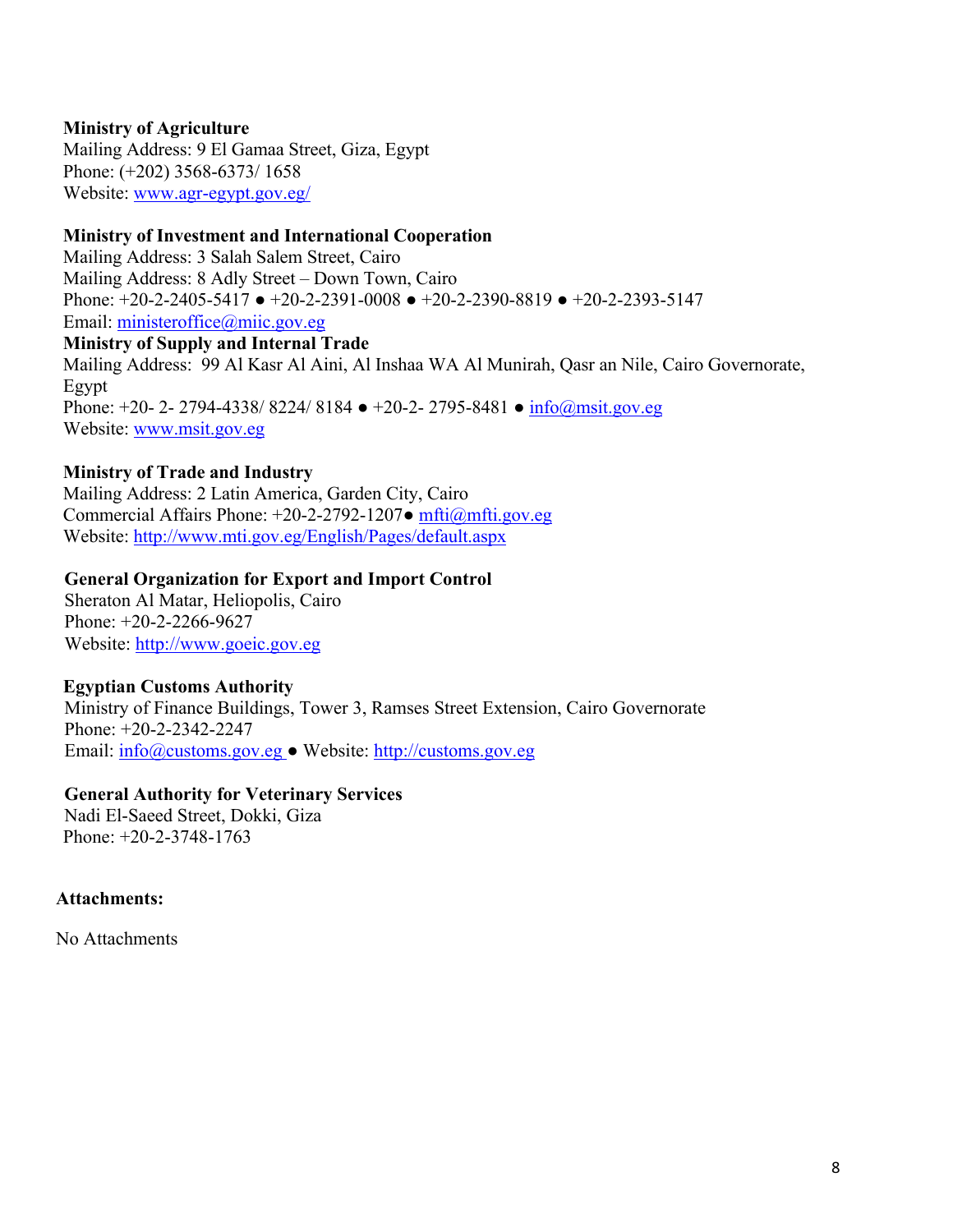**Ministry of Agriculture**
Mailing Address: 9 El Gamaa Street, Giza, Egypt
Phone: (+202) 3568-6373/ 1658
Website: www.agr-egypt.gov.eg/

**Ministry of Investment and International Cooperation**
Mailing Address: 3 Salah Salem Street, Cairo
Mailing Address: 8 Adly Street – Down Town, Cairo
Phone: +20-2-2405-5417 ● +20-2-2391-0008 ● +20-2-2390-8819 ● +20-2-2393-5147
Email: ministeroffice@miic.gov.eg

**Ministry of Supply and Internal Trade**
Mailing Address: 99 Al Kasr Al Aini, Al Inshaa WA Al Munirah, Qasr an Nile, Cairo Governorate, Egypt
Phone: +20- 2- 2794-4338/ 8224/ 8184 ● +20-2- 2795-8481 ● info@msit.gov.eg
Website: www.msit.gov.eg

**Ministry of Trade and Industry**
Mailing Address: 2 Latin America, Garden City, Cairo
Commercial Affairs Phone: +20-2-2792-1207● mfti@mfti.gov.eg
Website: http://www.mti.gov.eg/English/Pages/default.aspx

**General Organization for Export and Import Control**
Sheraton Al Matar, Heliopolis, Cairo
Phone: +20-2-2266-9627
Website: http://www.goeic.gov.eg

**Egyptian Customs Authority**
Ministry of Finance Buildings, Tower 3, Ramses Street Extension, Cairo Governorate
Phone: +20-2-2342-2247
Email: info@customs.gov.eg ● Website: http://customs.gov.eg

**General Authority for Veterinary Services**
Nadi El-Saeed Street, Dokki, Giza
Phone: +20-2-3748-1763

**Attachments:**

No Attachments